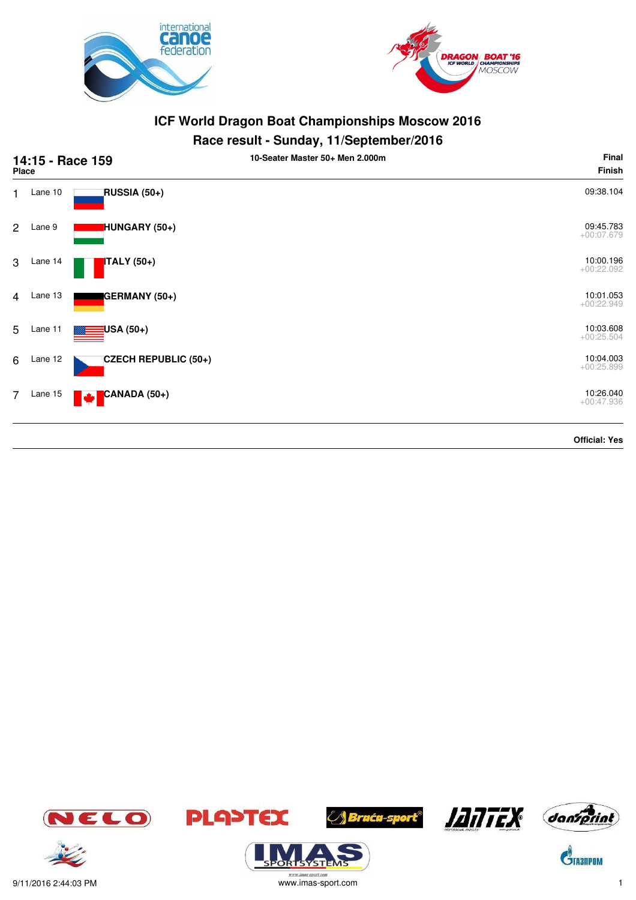# ICF World Dragon Boat Championships Moscow 2016

## Race result - Sunday, 11/September/2016

**14:15 - Race 159** — 10-Seater Master 50+ Men 2.000m — **Final**

| Place | Lane | Crew | Finish |
|---|---|---|---|
| 1 | Lane 10 | **RUSSIA (50+)** | 09:38.104 |
| 2 | Lane 9 | **HUNGARY (50+)** | 09:45.783<br>+00:07.679 |
| 3 | Lane 14 | **ITALY (50+)** | 10:00.196<br>+00:22.092 |
| 4 | Lane 13 | **GERMANY (50+)** | 10:01.053<br>+00:22.949 |
| 5 | Lane 11 | **USA (50+)** | 10:03.608<br>+00:25.504 |
| 6 | Lane 12 | **CZECH REPUBLIC (50+)** | 10:04.003<br>+00:25.899 |
| 7 | Lane 15 | **CANADA (50+)** | 10:26.040<br>+00:47.936 |

**Official: Yes**

9/11/2016 2:44:03 PM — www.imas-sport.com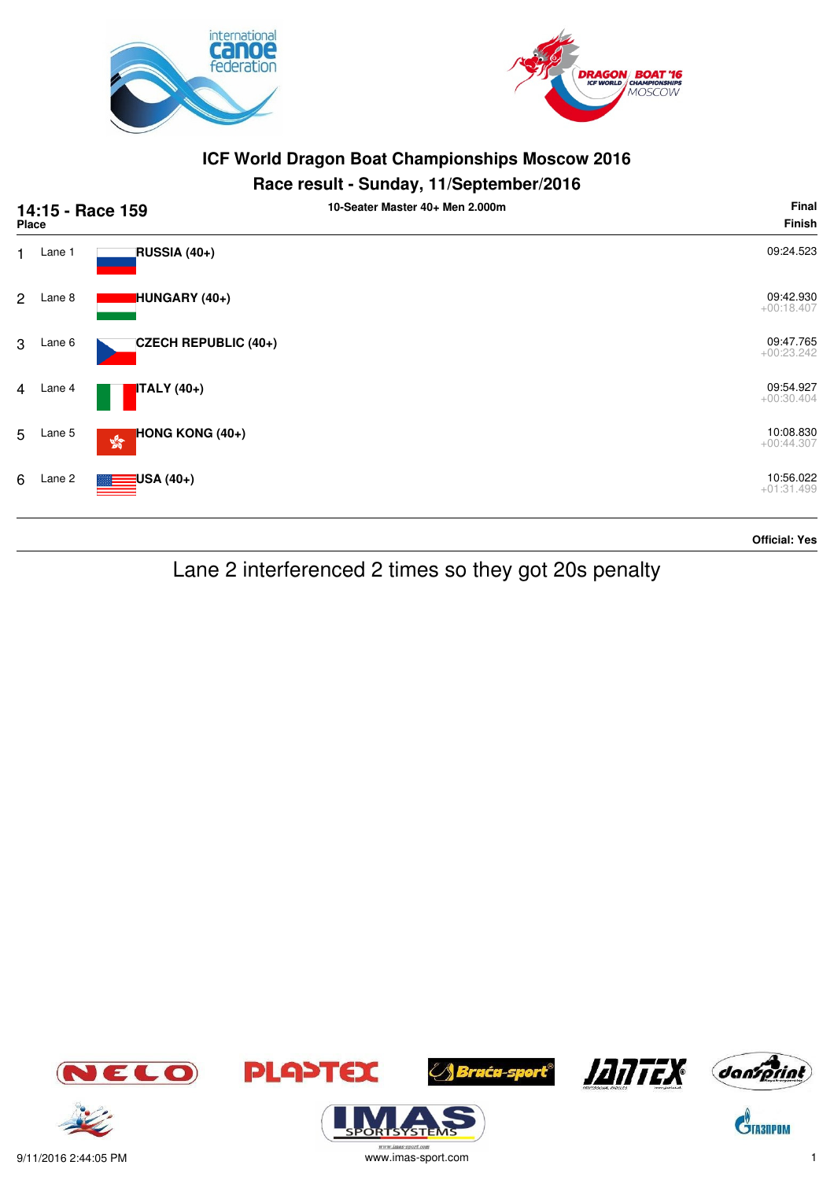## ICF World Dragon Boat Championships Moscow 2016

### Race result - Sunday, 11/September/2016

**14:15 - Race 159** — **10-Seater Master 40+ Men 2.000m** — **Final**

| Place | Lane | Team | Finish |
|---|---|---|---|
| 1 | Lane 1 | **RUSSIA (40+)** | 09:24.523 |
| 2 | Lane 8 | **HUNGARY (40+)** | 09:42.930<br>+00:18.407 |
| 3 | Lane 6 | **CZECH REPUBLIC (40+)** | 09:47.765<br>+00:23.242 |
| 4 | Lane 4 | **ITALY (40+)** | 09:54.927<br>+00:30.404 |
| 5 | Lane 5 | **HONG KONG (40+)** | 10:08.830<br>+00:44.307 |
| 6 | Lane 2 | **USA (40+)** | 10:56.022<br>+01:31.499 |

**Official: Yes**

Lane 2 interferenced 2 times so they got 20s penalty

9/11/2016 2:44:05 PM

www.imas-sport.com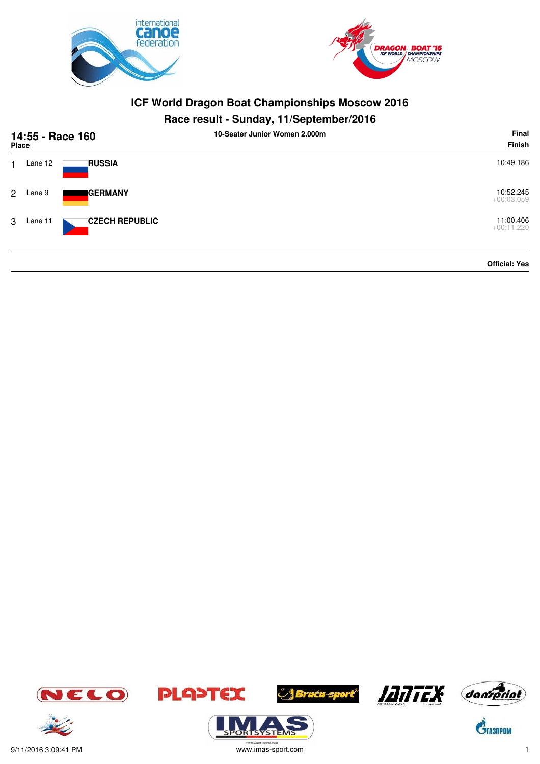# ICF World Dragon Boat Championships Moscow 2016

## Race result - Sunday, 11/September/2016

**14:55 - Race 160** — **10-Seater Junior Women 2.000m** — **Final**

| Place | Lane | Country | Finish |
|---|---|---|---|
| 1 | Lane 12 | **RUSSIA** | 10:49.186 |
| 2 | Lane 9 | **GERMANY** | 10:52.245<br>+00:03.059 |
| 3 | Lane 11 | **CZECH REPUBLIC** | 11:00.406<br>+00:11.220 |

**Official: Yes**

9/11/2016 3:09:41 PM

www.imas-sport.com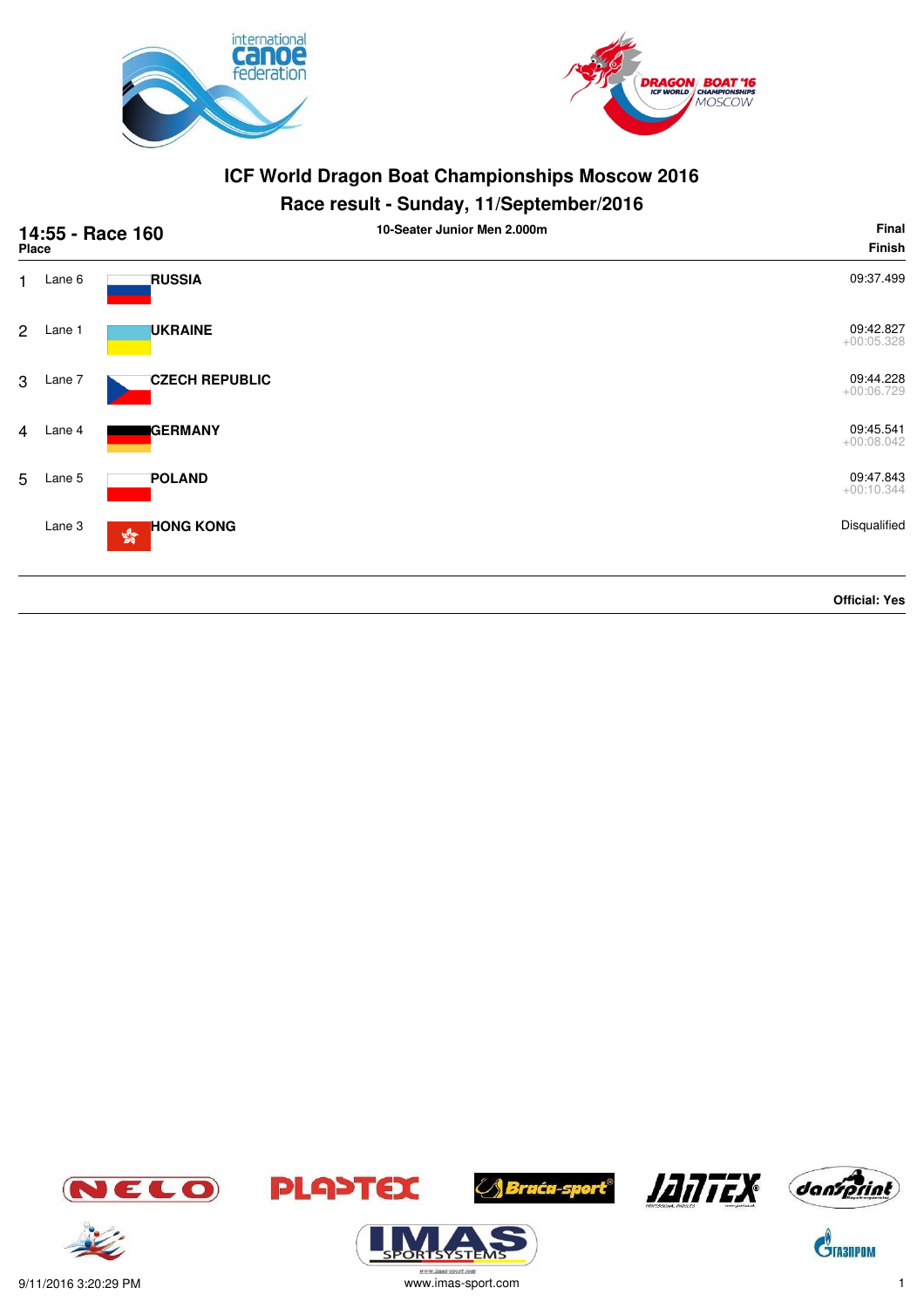# ICF World Dragon Boat Championships Moscow 2016

## Race result - Sunday, 11/September/2016

**14:55 - Race 160** — 10-Seater Junior Men 2.000m — **Final**

| Place | Lane | Crew | Finish |
|---|---|---|---|
| 1 | Lane 6 | **RUSSIA** | 09:37.499 |
| 2 | Lane 1 | **UKRAINE** | 09:42.827<br>+00:05.328 |
| 3 | Lane 7 | **CZECH REPUBLIC** | 09:44.228<br>+00:06.729 |
| 4 | Lane 4 | **GERMANY** | 09:45.541<br>+00:08.042 |
| 5 | Lane 5 | **POLAND** | 09:47.843<br>+00:10.344 |
| | Lane 3 | **HONG KONG** | Disqualified |

**Official: Yes**

9/11/2016 3:20:29 PM

www.imas-sport.com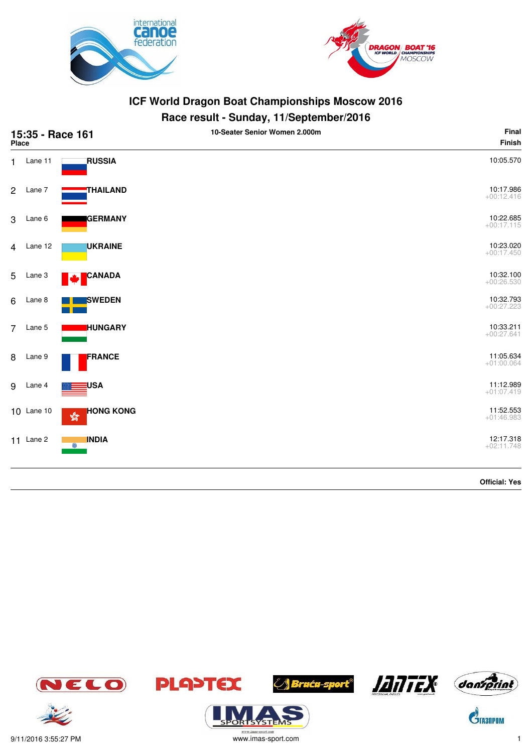# ICF World Dragon Boat Championships Moscow 2016

## Race result - Sunday, 11/September/2016

**15:35 - Race 161** — 10-Seater Senior Women 2.000m — **Final**

| Place | Lane | Country | Finish |
|---|---|---|---|
| 1 | Lane 11 | **RUSSIA** | 10:05.570 |
| 2 | Lane 7 | **THAILAND** | 10:17.986 +00:12.416 |
| 3 | Lane 6 | **GERMANY** | 10:22.685 +00:17.115 |
| 4 | Lane 12 | **UKRAINE** | 10:23.020 +00:17.450 |
| 5 | Lane 3 | **CANADA** | 10:32.100 +00:26.530 |
| 6 | Lane 8 | **SWEDEN** | 10:32.793 +00:27.223 |
| 7 | Lane 5 | **HUNGARY** | 10:33.211 +00:27.641 |
| 8 | Lane 9 | **FRANCE** | 11:05.634 +01:00.064 |
| 9 | Lane 4 | **USA** | 11:12.989 +01:07.419 |
| 10 | Lane 10 | **HONG KONG** | 11:52.553 +01:46.983 |
| 11 | Lane 2 | **INDIA** | 12:17.318 +02:11.748 |

**Official: Yes**

9/11/2016 3:55:27 PM

www.imas-sport.com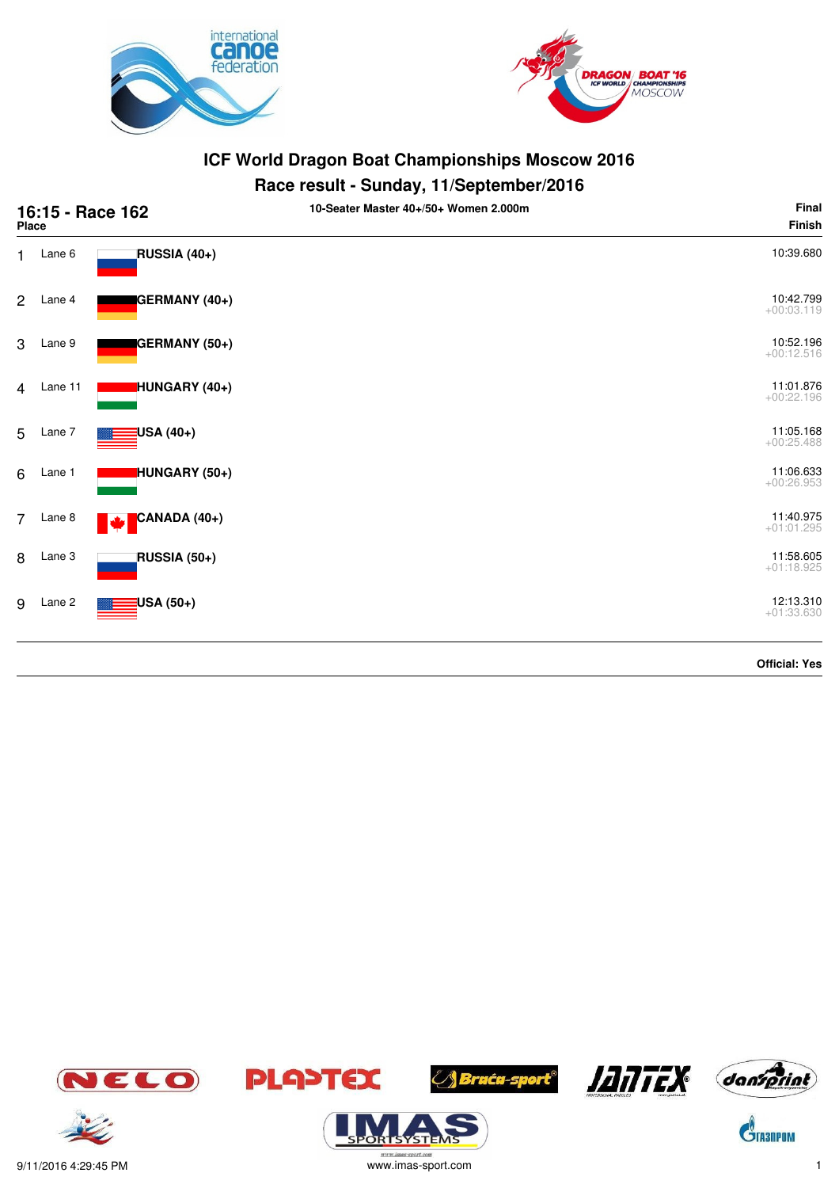# ICF World Dragon Boat Championships Moscow 2016

## Race result - Sunday, 11/September/2016

**16:15 - Race 162** — 10-Seater Master 40+/50+ Women 2.000m — **Final**

| Place | Lane | Crew | Finish |
|---|---|---|---|
| 1 | Lane 6 | RUSSIA (40+) | 10:39.680 |
| 2 | Lane 4 | GERMANY (40+) | 10:42.799 +00:03.119 |
| 3 | Lane 9 | GERMANY (50+) | 10:52.196 +00:12.516 |
| 4 | Lane 11 | HUNGARY (40+) | 11:01.876 +00:22.196 |
| 5 | Lane 7 | USA (40+) | 11:05.168 +00:25.488 |
| 6 | Lane 1 | HUNGARY (50+) | 11:06.633 +00:26.953 |
| 7 | Lane 8 | CANADA (40+) | 11:40.975 +01:01.295 |
| 8 | Lane 3 | RUSSIA (50+) | 11:58.605 +01:18.925 |
| 9 | Lane 2 | USA (50+) | 12:13.310 +01:33.630 |

**Official: Yes**

9/11/2016 4:29:45 PM — www.imas-sport.com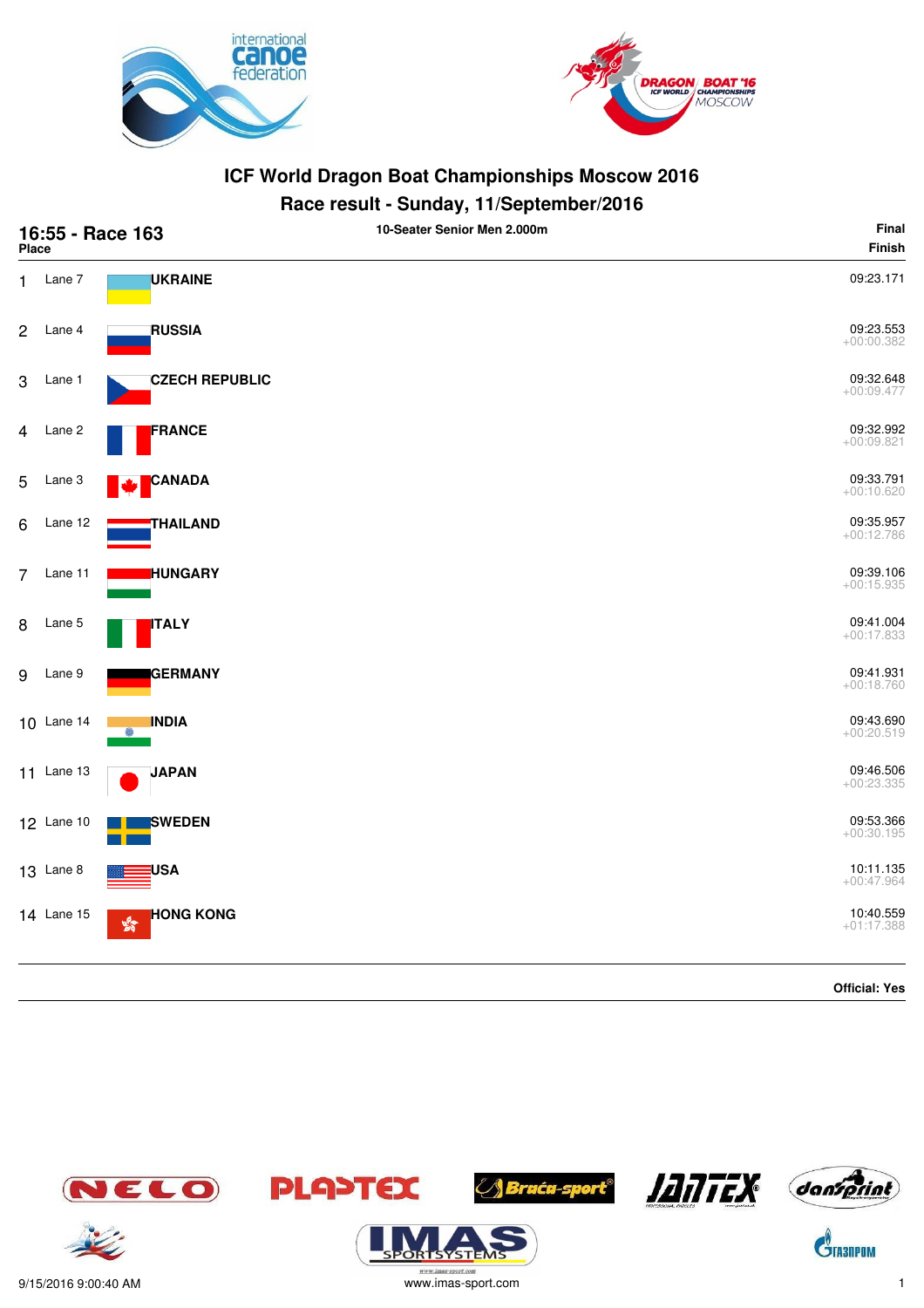# ICF World Dragon Boat Championships Moscow 2016

## Race result - Sunday, 11/September/2016

**16:55 - Race 163** — **10-Seater Senior Men 2.000m** — **Final**

| Place | Lane | Country | Finish |
|---|---|---|---|
| 1 | Lane 7 | **UKRAINE** | 09:23.171 |
| 2 | Lane 4 | **RUSSIA** | 09:23.553 +00:00.382 |
| 3 | Lane 1 | **CZECH REPUBLIC** | 09:32.648 +00:09.477 |
| 4 | Lane 2 | **FRANCE** | 09:32.992 +00:09.821 |
| 5 | Lane 3 | **CANADA** | 09:33.791 +00:10.620 |
| 6 | Lane 12 | **THAILAND** | 09:35.957 +00:12.786 |
| 7 | Lane 11 | **HUNGARY** | 09:39.106 +00:15.935 |
| 8 | Lane 5 | **ITALY** | 09:41.004 +00:17.833 |
| 9 | Lane 9 | **GERMANY** | 09:41.931 +00:18.760 |
| 10 | Lane 14 | **INDIA** | 09:43.690 +00:20.519 |
| 11 | Lane 13 | **JAPAN** | 09:46.506 +00:23.335 |
| 12 | Lane 10 | **SWEDEN** | 09:53.366 +00:30.195 |
| 13 | Lane 8 | **USA** | 10:11.135 +00:47.964 |
| 14 | Lane 15 | **HONG KONG** | 10:40.559 +01:17.388 |

**Official: Yes**

9/15/2016 9:00:40 AM — www.imas-sport.com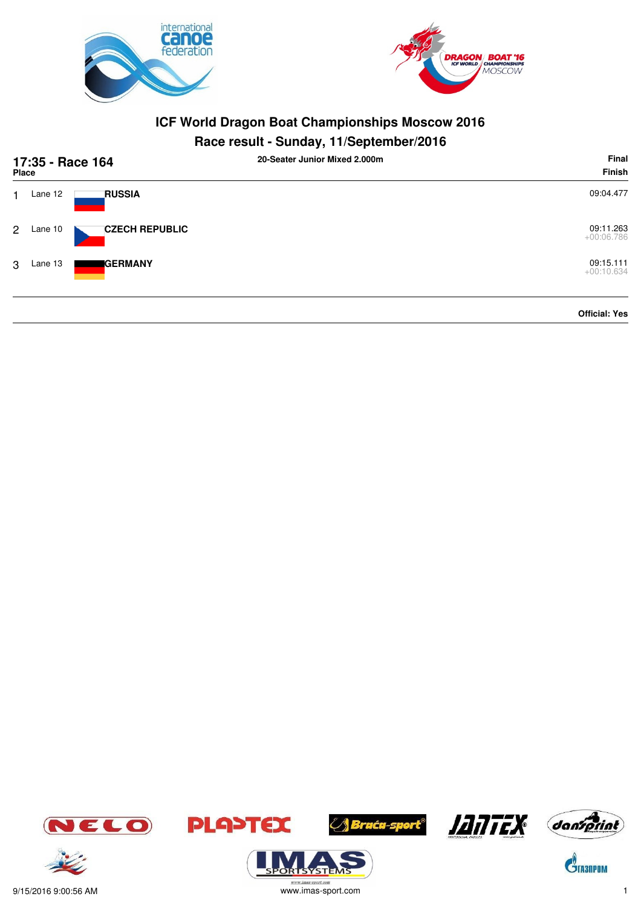# ICF World Dragon Boat Championships Moscow 2016

## Race result - Sunday, 11/September/2016

**17:35 - Race 164** — **20-Seater Junior Mixed 2.000m** — **Final**

| Place | Lane | Country | Finish |
|---|---|---|---|
| 1 | Lane 12 | **RUSSIA** | 09:04.477 |
| 2 | Lane 10 | **CZECH REPUBLIC** | 09:11.263<br>+00:06.786 |
| 3 | Lane 13 | **GERMANY** | 09:15.111<br>+00:10.634 |

**Official: Yes**

9/15/2016 9:00:56 AM

www.imas-sport.com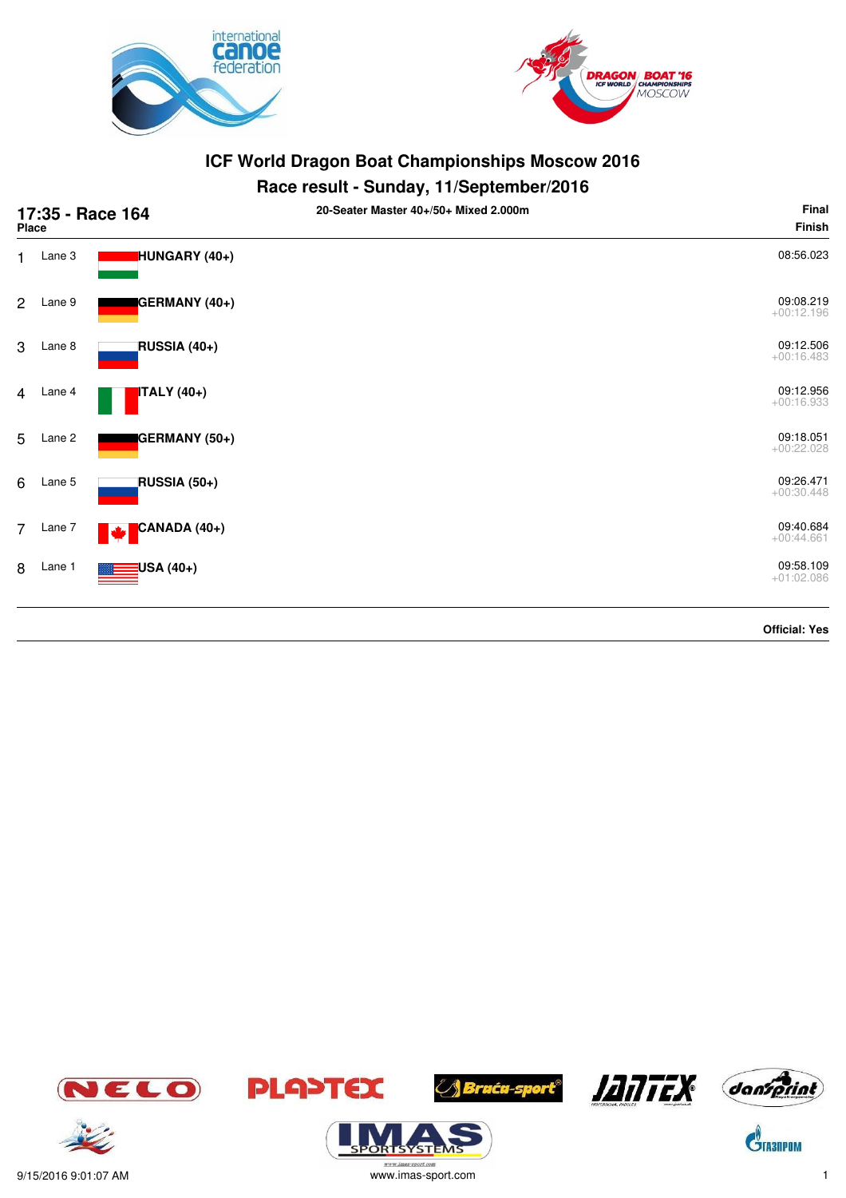# ICF World Dragon Boat Championships Moscow 2016

## Race result - Sunday, 11/September/2016

**17:35 - Race 164** — **20-Seater Master 40+/50+ Mixed 2.000m** — **Final**

| Place | Lane | Crew | Finish |
|---|---|---|---|
| 1 | Lane 3 | **HUNGARY (40+)** | 08:56.023 |
| 2 | Lane 9 | **GERMANY (40+)** | 09:08.219 +00:12.196 |
| 3 | Lane 8 | **RUSSIA (40+)** | 09:12.506 +00:16.483 |
| 4 | Lane 4 | **ITALY (40+)** | 09:12.956 +00:16.933 |
| 5 | Lane 2 | **GERMANY (50+)** | 09:18.051 +00:22.028 |
| 6 | Lane 5 | **RUSSIA (50+)** | 09:26.471 +00:30.448 |
| 7 | Lane 7 | **CANADA (40+)** | 09:40.684 +00:44.661 |
| 8 | Lane 1 | **USA (40+)** | 09:58.109 +01:02.086 |

**Official: Yes**

9/15/2016 9:01:07 AM

www.imas-sport.com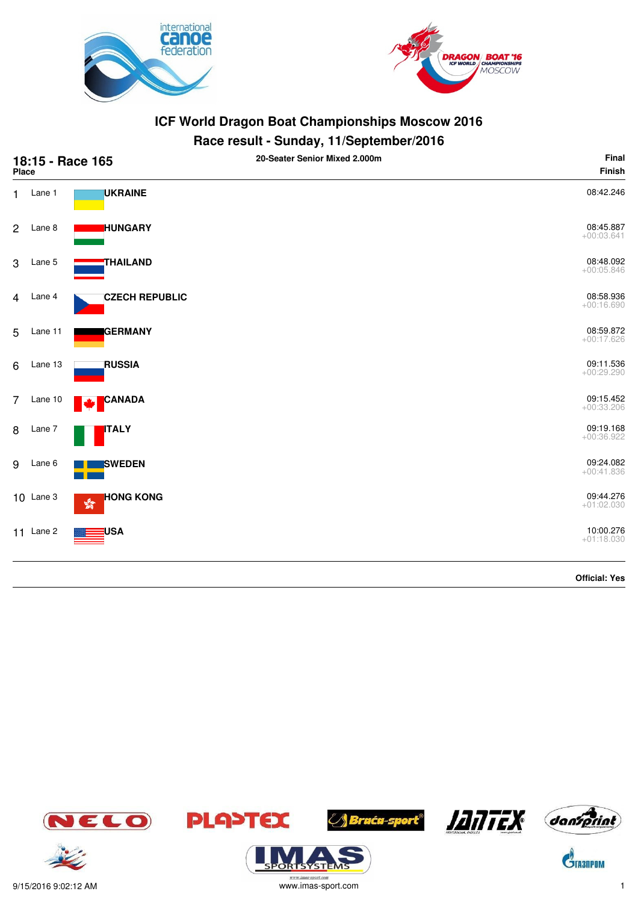# ICF World Dragon Boat Championships Moscow 2016

## Race result - Sunday, 11/September/2016

**18:15 - Race 165** — 20-Seater Senior Mixed 2.000m — **Final**

| Place | Lane | Country | Finish |
|---|---|---|---|
| 1 | Lane 1 | **UKRAINE** | 08:42.246 |
| 2 | Lane 8 | **HUNGARY** | 08:45.887 +00:03.641 |
| 3 | Lane 5 | **THAILAND** | 08:48.092 +00:05.846 |
| 4 | Lane 4 | **CZECH REPUBLIC** | 08:58.936 +00:16.690 |
| 5 | Lane 11 | **GERMANY** | 08:59.872 +00:17.626 |
| 6 | Lane 13 | **RUSSIA** | 09:11.536 +00:29.290 |
| 7 | Lane 10 | **CANADA** | 09:15.452 +00:33.206 |
| 8 | Lane 7 | **ITALY** | 09:19.168 +00:36.922 |
| 9 | Lane 6 | **SWEDEN** | 09:24.082 +00:41.836 |
| 10 | Lane 3 | **HONG KONG** | 09:44.276 +01:02.030 |
| 11 | Lane 2 | **USA** | 10:00.276 +01:18.030 |

**Official: Yes**

9/15/2016 9:02:12 AM

www.imas-sport.com